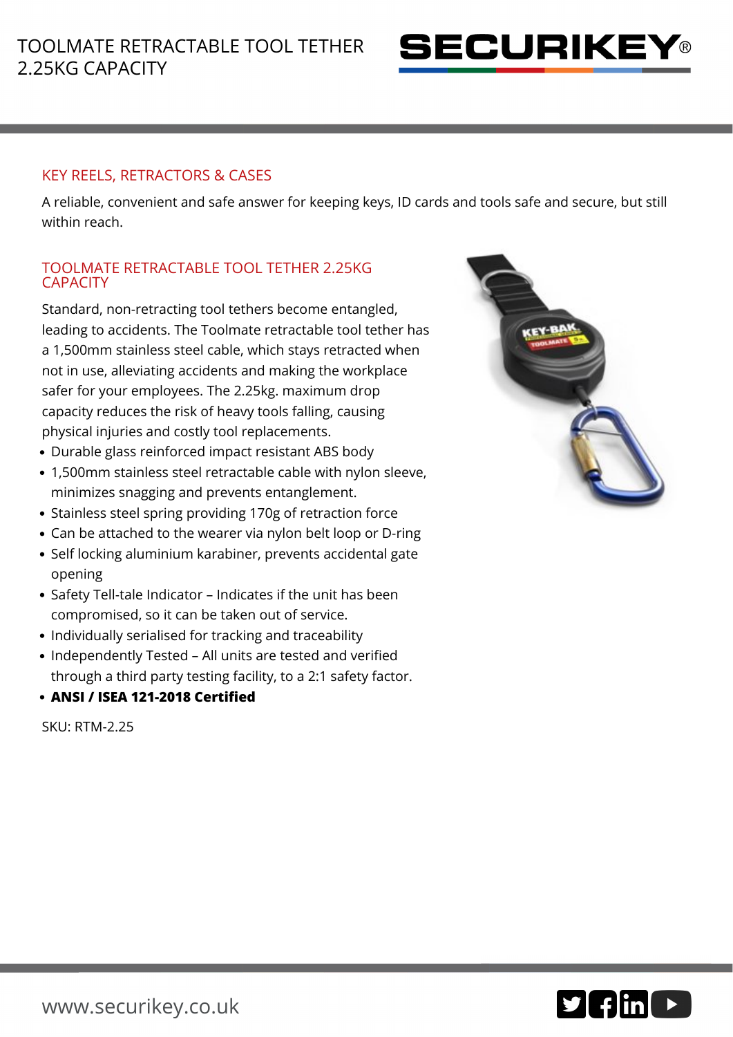# TOOLMATE RETRACTABLE TOOL TETHER 2.25KG CAPACITY

SECURIKEY®

## KEY REELS, RETRACTORS & CASES

A reliable, convenient and safe answer for keeping keys, ID cards and tools safe and secure, but still within reach.

## TOOLMATE RETRACTABLE TOOL TETHER 2.25KG CAPACITY

Standard, non-retracting tool tethers become entangled, leading to accidents. The Toolmate retractable tool tether has a 1,500mm stainless steel cable, which stays retracted when not in use, alleviating accidents and making the workplace safer for your employees. The 2.25kg. maximum drop capacity reduces the risk of heavy tools falling, causing physical injuries and costly tool replacements.

- Durable glass reinforced impact resistant ABS body
- 1,500mm stainless steel retractable cable with nylon sleeve, minimizes snagging and prevents entanglement.
- Stainless steel spring providing 170g of retraction force
- Can be attached to the wearer via nylon belt loop or D-ring
- Self locking aluminium karabiner, prevents accidental gate opening
- Safety Tell-tale Indicator – Indicates if the unit has been compromised, so it can be taken out of service.
- Individually serialised for tracking and traceability
- Independently Tested – All units are tested and verified through a third party testing facility, to a 2:1 safety factor.
- **ANSI / ISEA 121-2018 Certified**

SKU: RTM-2.25

www.securikey.co.uk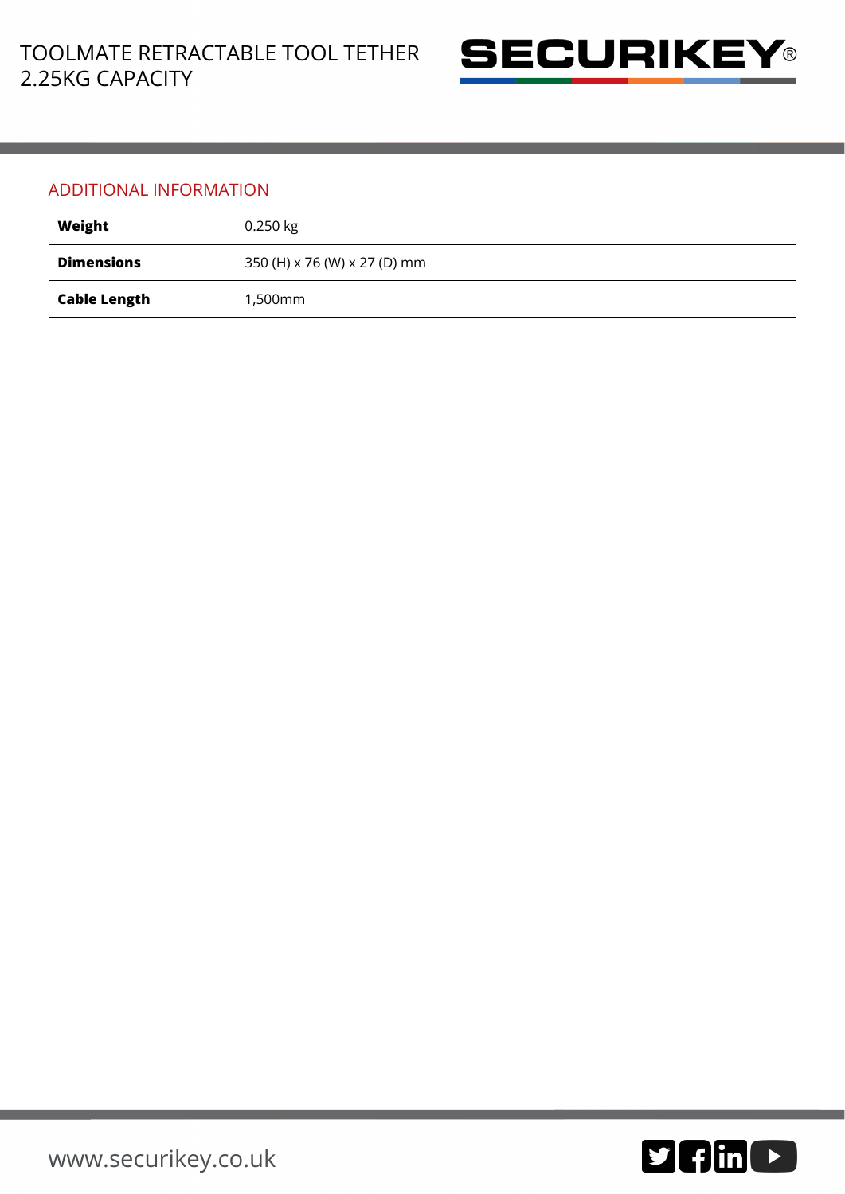## ADDITIONAL INFORMATION

| | |
|---|---|
| **Weight** | 0.250 kg |
| **Dimensions** | 350 (H) x 76 (W) x 27 (D) mm |
| **Cable Length** | 1,500mm |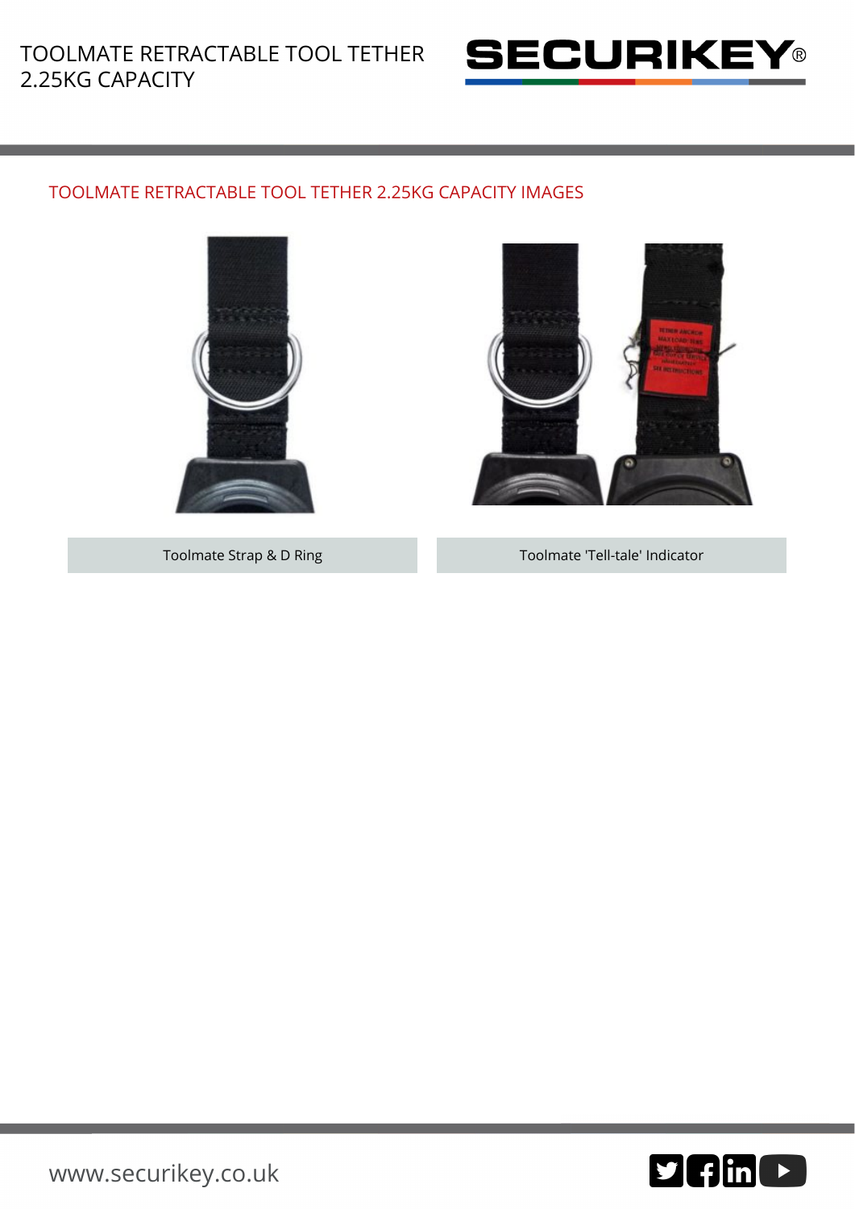## TOOLMATE RETRACTABLE TOOL TETHER 2.25KG CAPACITY IMAGES

Toolmate Strap & D Ring

Toolmate 'Tell-tale' Indicator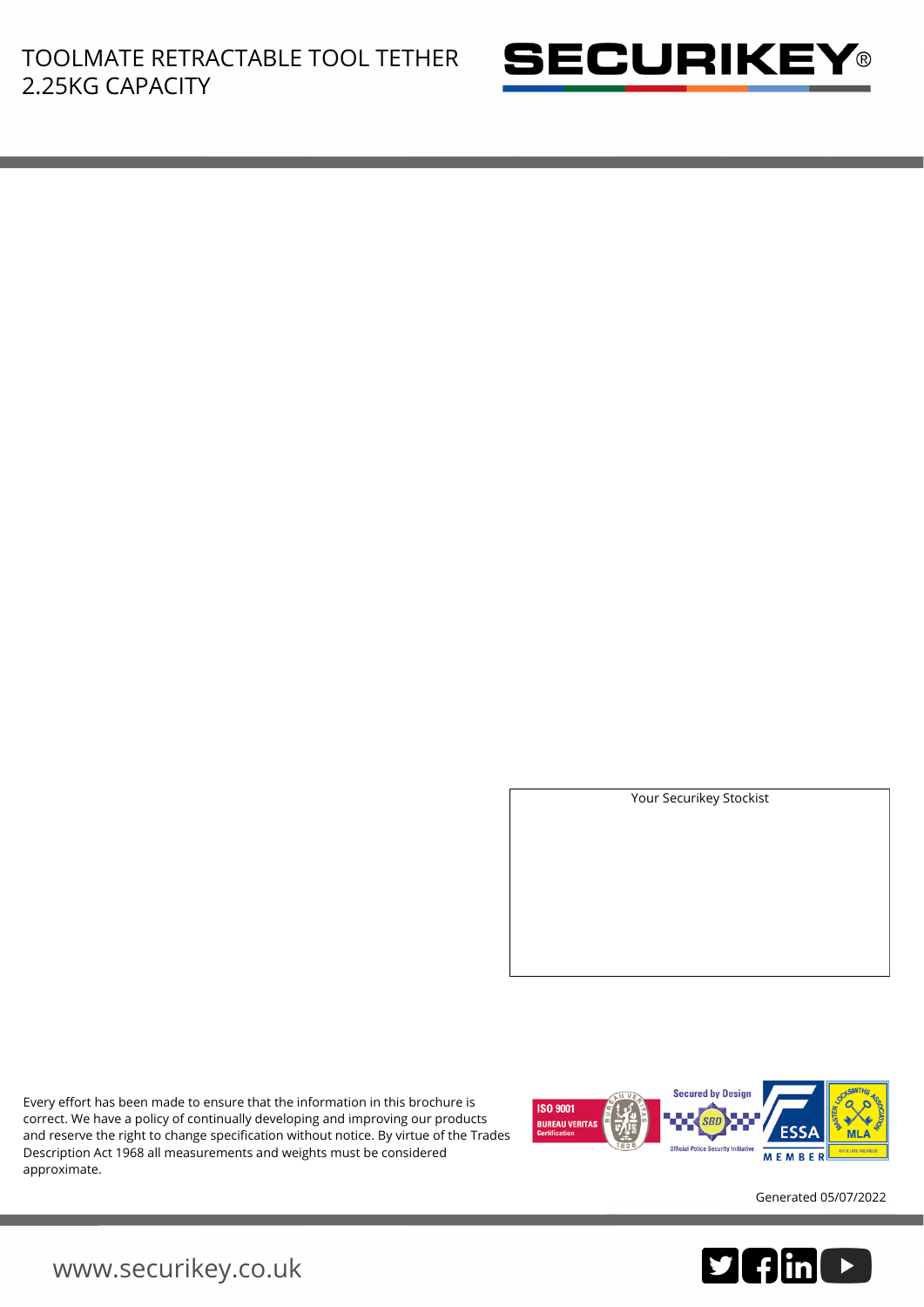# TOOLMATE RETRACTABLE TOOL TETHER 2.25KG CAPACITY

SECURIKEY®

Your Securikey Stockist

Every effort has been made to ensure that the information in this brochure is correct. We have a policy of continually developing and improving our products and reserve the right to change specification without notice. By virtue of the Trades Description Act 1968 all measurements and weights must be considered approximate.

ISO 9001 BUREAU VERITAS Certification

Secured by Design SBD Official Police Security Initiative

ESSA MEMBER

MASTER LOCKSMITHS ASSOCIATION MLA AFFILIATE MEMBER

Generated 05/07/2022

www.securikey.co.uk